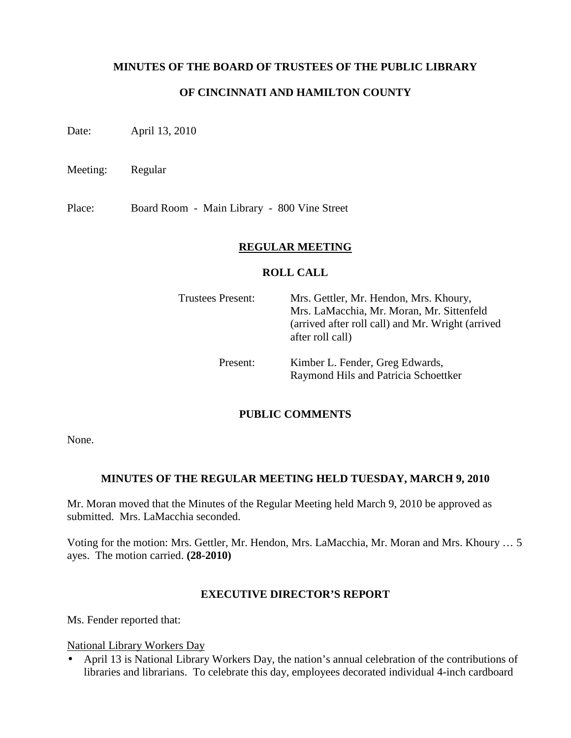# MINUTES OF THE BOARD OF TRUSTEES OF THE PUBLIC LIBRARY

# OF CINCINNATI AND HAMILTON COUNTY

Date: April 13, 2010

Meeting: Regular

Place: Board Room - Main Library - 800 Vine Street

## REGULAR MEETING

### ROLL CALL

Trustees Present: Mrs. Gettler, Mr. Hendon, Mrs. Khoury, Mrs. LaMacchia, Mr. Moran, Mr. Sittenfeld (arrived after roll call) and Mr. Wright (arrived after roll call)

Present: Kimber L. Fender, Greg Edwards, Raymond Hils and Patricia Schoettker

### PUBLIC COMMENTS

None.

### MINUTES OF THE REGULAR MEETING HELD TUESDAY, MARCH 9, 2010

Mr. Moran moved that the Minutes of the Regular Meeting held March 9, 2010 be approved as submitted. Mrs. LaMacchia seconded.

Voting for the motion: Mrs. Gettler, Mr. Hendon, Mrs. LaMacchia, Mr. Moran and Mrs. Khoury … 5 ayes. The motion carried. **(28-2010)**

### EXECUTIVE DIRECTOR'S REPORT

Ms. Fender reported that:

National Library Workers Day

- April 13 is National Library Workers Day, the nation's annual celebration of the contributions of libraries and librarians. To celebrate this day, employees decorated individual 4-inch cardboard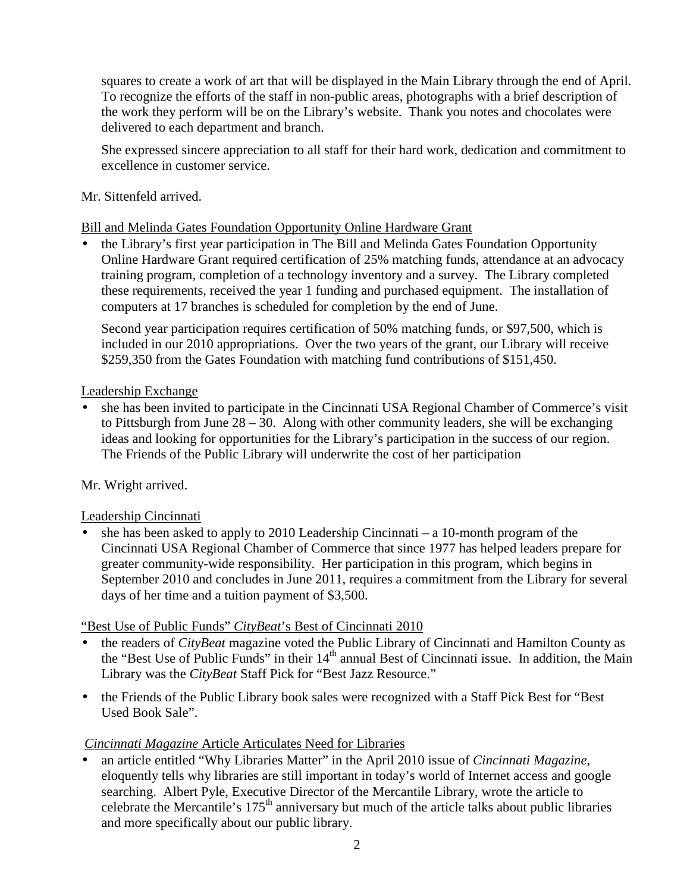squares to create a work of art that will be displayed in the Main Library through the end of April. To recognize the efforts of the staff in non-public areas, photographs with a brief description of the work they perform will be on the Library's website. Thank you notes and chocolates were delivered to each department and branch.

She expressed sincere appreciation to all staff for their hard work, dedication and commitment to excellence in customer service.

Mr. Sittenfeld arrived.

Bill and Melinda Gates Foundation Opportunity Online Hardware Grant

- the Library's first year participation in The Bill and Melinda Gates Foundation Opportunity Online Hardware Grant required certification of 25% matching funds, attendance at an advocacy training program, completion of a technology inventory and a survey. The Library completed these requirements, received the year 1 funding and purchased equipment. The installation of computers at 17 branches is scheduled for completion by the end of June.

  Second year participation requires certification of 50% matching funds, or $97,500, which is included in our 2010 appropriations. Over the two years of the grant, our Library will receive $259,350 from the Gates Foundation with matching fund contributions of $151,450.

Leadership Exchange

- she has been invited to participate in the Cincinnati USA Regional Chamber of Commerce's visit to Pittsburgh from June 28 – 30. Along with other community leaders, she will be exchanging ideas and looking for opportunities for the Library's participation in the success of our region. The Friends of the Public Library will underwrite the cost of her participation

Mr. Wright arrived.

Leadership Cincinnati

- she has been asked to apply to 2010 Leadership Cincinnati – a 10-month program of the Cincinnati USA Regional Chamber of Commerce that since 1977 has helped leaders prepare for greater community-wide responsibility. Her participation in this program, which begins in September 2010 and concludes in June 2011, requires a commitment from the Library for several days of her time and a tuition payment of $3,500.

"Best Use of Public Funds" *CityBeat*'s Best of Cincinnati 2010

- the readers of *CityBeat* magazine voted the Public Library of Cincinnati and Hamilton County as the "Best Use of Public Funds" in their 14th annual Best of Cincinnati issue. In addition, the Main Library was the *CityBeat* Staff Pick for "Best Jazz Resource."
- the Friends of the Public Library book sales were recognized with a Staff Pick Best for "Best Used Book Sale".

*Cincinnati Magazine* Article Articulates Need for Libraries

- an article entitled "Why Libraries Matter" in the April 2010 issue of *Cincinnati Magazine*, eloquently tells why libraries are still important in today's world of Internet access and google searching. Albert Pyle, Executive Director of the Mercantile Library, wrote the article to celebrate the Mercantile's 175th anniversary but much of the article talks about public libraries and more specifically about our public library.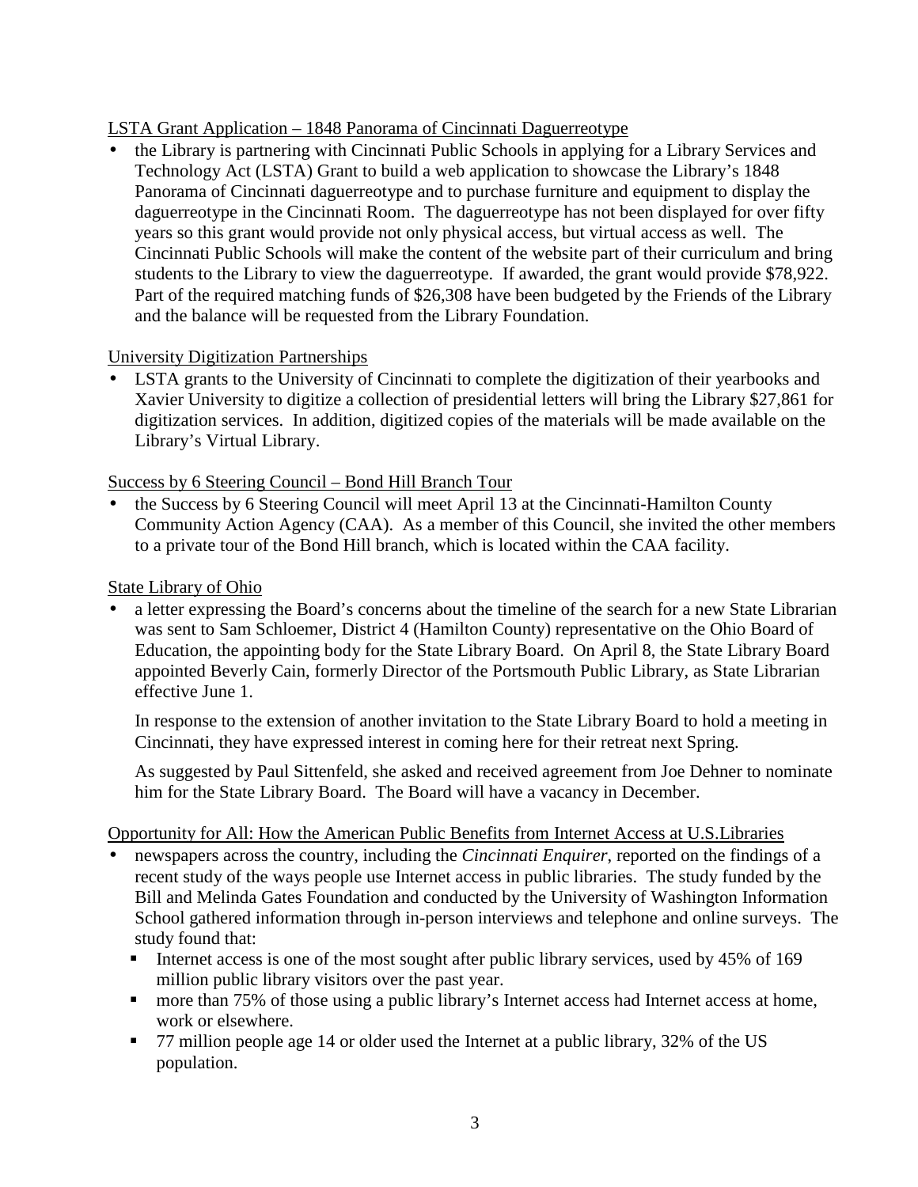<u>LSTA Grant Application – 1848 Panorama of Cincinnati Daguerreotype</u>

- the Library is partnering with Cincinnati Public Schools in applying for a Library Services and Technology Act (LSTA) Grant to build a web application to showcase the Library's 1848 Panorama of Cincinnati daguerreotype and to purchase furniture and equipment to display the daguerreotype in the Cincinnati Room. The daguerreotype has not been displayed for over fifty years so this grant would provide not only physical access, but virtual access as well. The Cincinnati Public Schools will make the content of the website part of their curriculum and bring students to the Library to view the daguerreotype. If awarded, the grant would provide $78,922. Part of the required matching funds of $26,308 have been budgeted by the Friends of the Library and the balance will be requested from the Library Foundation.

<u>University Digitization Partnerships</u>

- LSTA grants to the University of Cincinnati to complete the digitization of their yearbooks and Xavier University to digitize a collection of presidential letters will bring the Library $27,861 for digitization services. In addition, digitized copies of the materials will be made available on the Library's Virtual Library.

<u>Success by 6 Steering Council – Bond Hill Branch Tour</u>

- the Success by 6 Steering Council will meet April 13 at the Cincinnati-Hamilton County Community Action Agency (CAA). As a member of this Council, she invited the other members to a private tour of the Bond Hill branch, which is located within the CAA facility.

<u>State Library of Ohio</u>

- a letter expressing the Board's concerns about the timeline of the search for a new State Librarian was sent to Sam Schloemer, District 4 (Hamilton County) representative on the Ohio Board of Education, the appointing body for the State Library Board. On April 8, the State Library Board appointed Beverly Cain, formerly Director of the Portsmouth Public Library, as State Librarian effective June 1.

  In response to the extension of another invitation to the State Library Board to hold a meeting in Cincinnati, they have expressed interest in coming here for their retreat next Spring.

  As suggested by Paul Sittenfeld, she asked and received agreement from Joe Dehner to nominate him for the State Library Board. The Board will have a vacancy in December.

<u>Opportunity for All: How the American Public Benefits from Internet Access at U.S.Libraries</u>

- newspapers across the country, including the *Cincinnati Enquirer*, reported on the findings of a recent study of the ways people use Internet access in public libraries. The study funded by the Bill and Melinda Gates Foundation and conducted by the University of Washington Information School gathered information through in-person interviews and telephone and online surveys. The study found that:
  - Internet access is one of the most sought after public library services, used by 45% of 169 million public library visitors over the past year.
  - more than 75% of those using a public library's Internet access had Internet access at home, work or elsewhere.
  - 77 million people age 14 or older used the Internet at a public library, 32% of the US population.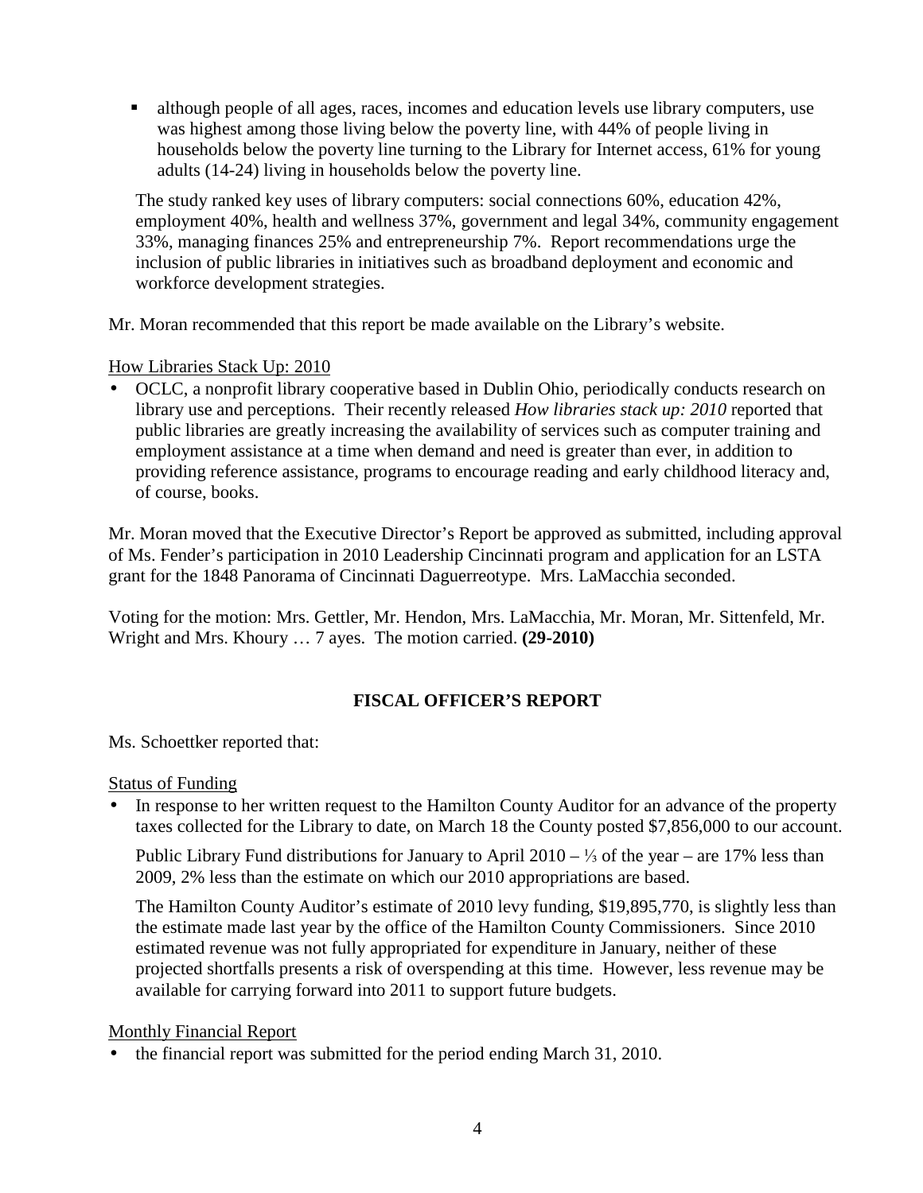- although people of all ages, races, incomes and education levels use library computers, use was highest among those living below the poverty line, with 44% of people living in households below the poverty line turning to the Library for Internet access, 61% for young adults (14-24) living in households below the poverty line.

  The study ranked key uses of library computers: social connections 60%, education 42%, employment 40%, health and wellness 37%, government and legal 34%, community engagement 33%, managing finances 25% and entrepreneurship 7%. Report recommendations urge the inclusion of public libraries in initiatives such as broadband deployment and economic and workforce development strategies.

Mr. Moran recommended that this report be made available on the Library's website.

How Libraries Stack Up: 2010

- OCLC, a nonprofit library cooperative based in Dublin Ohio, periodically conducts research on library use and perceptions. Their recently released *How libraries stack up: 2010* reported that public libraries are greatly increasing the availability of services such as computer training and employment assistance at a time when demand and need is greater than ever, in addition to providing reference assistance, programs to encourage reading and early childhood literacy and, of course, books.

Mr. Moran moved that the Executive Director's Report be approved as submitted, including approval of Ms. Fender's participation in 2010 Leadership Cincinnati program and application for an LSTA grant for the 1848 Panorama of Cincinnati Daguerreotype. Mrs. LaMacchia seconded.

Voting for the motion: Mrs. Gettler, Mr. Hendon, Mrs. LaMacchia, Mr. Moran, Mr. Sittenfeld, Mr. Wright and Mrs. Khoury … 7 ayes. The motion carried. **(29-2010)**

## FISCAL OFFICER'S REPORT

Ms. Schoettker reported that:

Status of Funding

- In response to her written request to the Hamilton County Auditor for an advance of the property taxes collected for the Library to date, on March 18 the County posted $7,856,000 to our account.

  Public Library Fund distributions for January to April 2010 – ⅓ of the year – are 17% less than 2009, 2% less than the estimate on which our 2010 appropriations are based.

  The Hamilton County Auditor's estimate of 2010 levy funding, $19,895,770, is slightly less than the estimate made last year by the office of the Hamilton County Commissioners. Since 2010 estimated revenue was not fully appropriated for expenditure in January, neither of these projected shortfalls presents a risk of overspending at this time. However, less revenue may be available for carrying forward into 2011 to support future budgets.

Monthly Financial Report

- the financial report was submitted for the period ending March 31, 2010.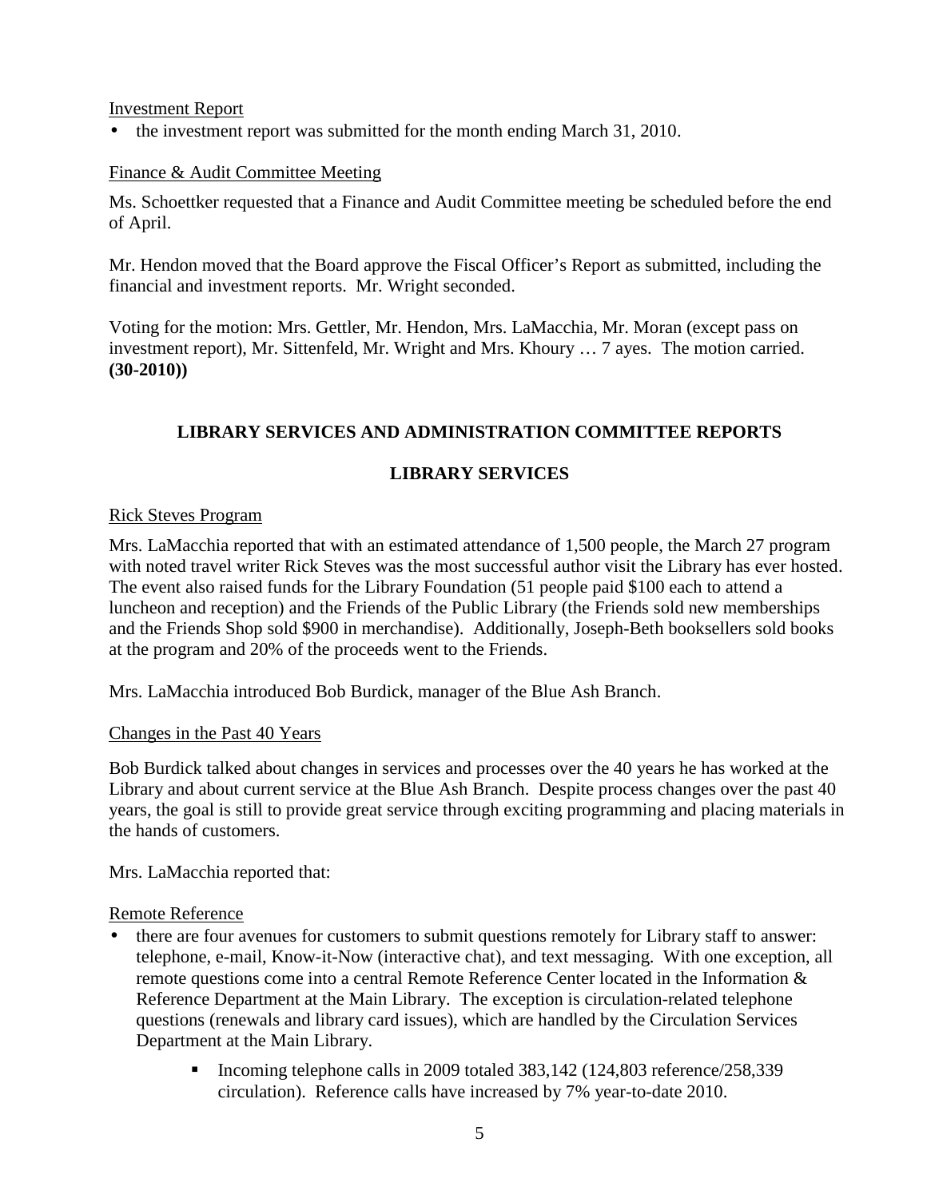Investment Report

- the investment report was submitted for the month ending March 31, 2010.

Finance & Audit Committee Meeting

Ms. Schoettker requested that a Finance and Audit Committee meeting be scheduled before the end of April.

Mr. Hendon moved that the Board approve the Fiscal Officer's Report as submitted, including the financial and investment reports. Mr. Wright seconded.

Voting for the motion: Mrs. Gettler, Mr. Hendon, Mrs. LaMacchia, Mr. Moran (except pass on investment report), Mr. Sittenfeld, Mr. Wright and Mrs. Khoury … 7 ayes. The motion carried. **(30-2010))**

## LIBRARY SERVICES AND ADMINISTRATION COMMITTEE REPORTS

## LIBRARY SERVICES

Rick Steves Program

Mrs. LaMacchia reported that with an estimated attendance of 1,500 people, the March 27 program with noted travel writer Rick Steves was the most successful author visit the Library has ever hosted. The event also raised funds for the Library Foundation (51 people paid $100 each to attend a luncheon and reception) and the Friends of the Public Library (the Friends sold new memberships and the Friends Shop sold $900 in merchandise). Additionally, Joseph-Beth booksellers sold books at the program and 20% of the proceeds went to the Friends.

Mrs. LaMacchia introduced Bob Burdick, manager of the Blue Ash Branch.

Changes in the Past 40 Years

Bob Burdick talked about changes in services and processes over the 40 years he has worked at the Library and about current service at the Blue Ash Branch. Despite process changes over the past 40 years, the goal is still to provide great service through exciting programming and placing materials in the hands of customers.

Mrs. LaMacchia reported that:

Remote Reference

- there are four avenues for customers to submit questions remotely for Library staff to answer: telephone, e-mail, Know-it-Now (interactive chat), and text messaging. With one exception, all remote questions come into a central Remote Reference Center located in the Information & Reference Department at the Main Library. The exception is circulation-related telephone questions (renewals and library card issues), which are handled by the Circulation Services Department at the Main Library.
    - Incoming telephone calls in 2009 totaled 383,142 (124,803 reference/258,339 circulation). Reference calls have increased by 7% year-to-date 2010.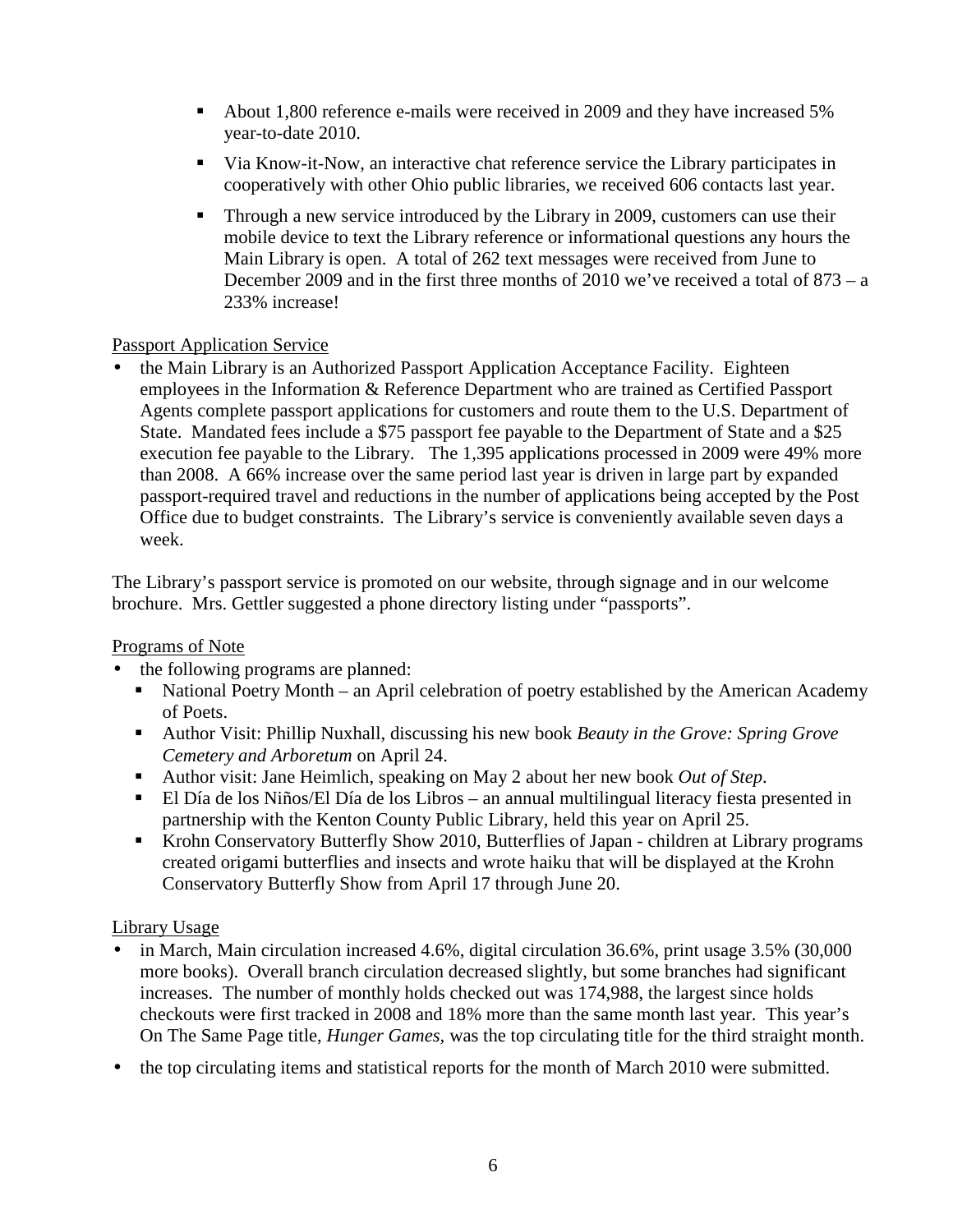- About 1,800 reference e-mails were received in 2009 and they have increased 5% year-to-date 2010.
   - Via Know-it-Now, an interactive chat reference service the Library participates in cooperatively with other Ohio public libraries, we received 606 contacts last year.
   - Through a new service introduced by the Library in 2009, customers can use their mobile device to text the Library reference or informational questions any hours the Main Library is open. A total of 262 text messages were received from June to December 2009 and in the first three months of 2010 we've received a total of 873 – a 233% increase!

<u>Passport Application Service</u>

- the Main Library is an Authorized Passport Application Acceptance Facility. Eighteen employees in the Information & Reference Department who are trained as Certified Passport Agents complete passport applications for customers and route them to the U.S. Department of State. Mandated fees include a $75 passport fee payable to the Department of State and a $25 execution fee payable to the Library. The 1,395 applications processed in 2009 were 49% more than 2008. A 66% increase over the same period last year is driven in large part by expanded passport-required travel and reductions in the number of applications being accepted by the Post Office due to budget constraints. The Library's service is conveniently available seven days a week.

The Library's passport service is promoted on our website, through signage and in our welcome brochure. Mrs. Gettler suggested a phone directory listing under "passports".

<u>Programs of Note</u>

- the following programs are planned:
   - National Poetry Month – an April celebration of poetry established by the American Academy of Poets.
   - Author Visit: Phillip Nuxhall, discussing his new book *Beauty in the Grove: Spring Grove Cemetery and Arboretum* on April 24.
   - Author visit: Jane Heimlich, speaking on May 2 about her new book *Out of Step*.
   - El Día de los Niños/El Día de los Libros – an annual multilingual literacy fiesta presented in partnership with the Kenton County Public Library, held this year on April 25.
   - Krohn Conservatory Butterfly Show 2010, Butterflies of Japan - children at Library programs created origami butterflies and insects and wrote haiku that will be displayed at the Krohn Conservatory Butterfly Show from April 17 through June 20.

<u>Library Usage</u>

- in March, Main circulation increased 4.6%, digital circulation 36.6%, print usage 3.5% (30,000 more books). Overall branch circulation decreased slightly, but some branches had significant increases. The number of monthly holds checked out was 174,988, the largest since holds checkouts were first tracked in 2008 and 18% more than the same month last year. This year's On The Same Page title, *Hunger Games*, was the top circulating title for the third straight month.
- the top circulating items and statistical reports for the month of March 2010 were submitted.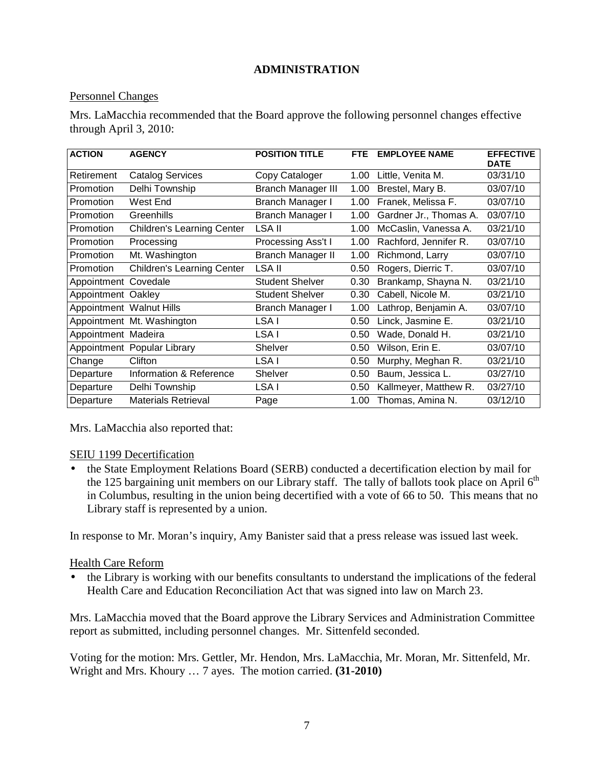## ADMINISTRATION

### Personnel Changes

Mrs. LaMacchia recommended that the Board approve the following personnel changes effective through April 3, 2010:

| ACTION | AGENCY | POSITION TITLE | FTE | EMPLOYEE NAME | EFFECTIVE DATE |
|---|---|---|---|---|---|
| Retirement | Catalog Services | Copy Cataloger | 1.00 | Little, Venita M. | 03/31/10 |
| Promotion | Delhi Township | Branch Manager III | 1.00 | Brestel, Mary B. | 03/07/10 |
| Promotion | West End | Branch Manager I | 1.00 | Franek, Melissa F. | 03/07/10 |
| Promotion | Greenhills | Branch Manager I | 1.00 | Gardner Jr., Thomas A. | 03/07/10 |
| Promotion | Children's Learning Center | LSA II | 1.00 | McCaslin, Vanessa A. | 03/21/10 |
| Promotion | Processing | Processing Ass't I | 1.00 | Rachford, Jennifer R. | 03/07/10 |
| Promotion | Mt. Washington | Branch Manager II | 1.00 | Richmond, Larry | 03/07/10 |
| Promotion | Children's Learning Center | LSA II | 0.50 | Rogers, Dierric T. | 03/07/10 |
| Appointment | Covedale | Student Shelver | 0.30 | Brankamp, Shayna N. | 03/21/10 |
| Appointment | Oakley | Student Shelver | 0.30 | Cabell, Nicole M. | 03/21/10 |
| Appointment | Walnut Hills | Branch Manager I | 1.00 | Lathrop, Benjamin A. | 03/07/10 |
| Appointment | Mt. Washington | LSA I | 0.50 | Linck, Jasmine E. | 03/21/10 |
| Appointment | Madeira | LSA I | 0.50 | Wade, Donald H. | 03/21/10 |
| Appointment | Popular Library | Shelver | 0.50 | Wilson, Erin E. | 03/07/10 |
| Change | Clifton | LSA I | 0.50 | Murphy, Meghan R. | 03/21/10 |
| Departure | Information & Reference | Shelver | 0.50 | Baum, Jessica L. | 03/27/10 |
| Departure | Delhi Township | LSA I | 0.50 | Kallmeyer, Matthew R. | 03/27/10 |
| Departure | Materials Retrieval | Page | 1.00 | Thomas, Amina N. | 03/12/10 |

Mrs. LaMacchia also reported that:

### SEIU 1199 Decertification

- the State Employment Relations Board (SERB) conducted a decertification election by mail for the 125 bargaining unit members on our Library staff. The tally of ballots took place on April 6th in Columbus, resulting in the union being decertified with a vote of 66 to 50. This means that no Library staff is represented by a union.

In response to Mr. Moran's inquiry, Amy Banister said that a press release was issued last week.

### Health Care Reform

- the Library is working with our benefits consultants to understand the implications of the federal Health Care and Education Reconciliation Act that was signed into law on March 23.

Mrs. LaMacchia moved that the Board approve the Library Services and Administration Committee report as submitted, including personnel changes. Mr. Sittenfeld seconded.

Voting for the motion: Mrs. Gettler, Mr. Hendon, Mrs. LaMacchia, Mr. Moran, Mr. Sittenfeld, Mr. Wright and Mrs. Khoury … 7 ayes. The motion carried. **(31-2010)**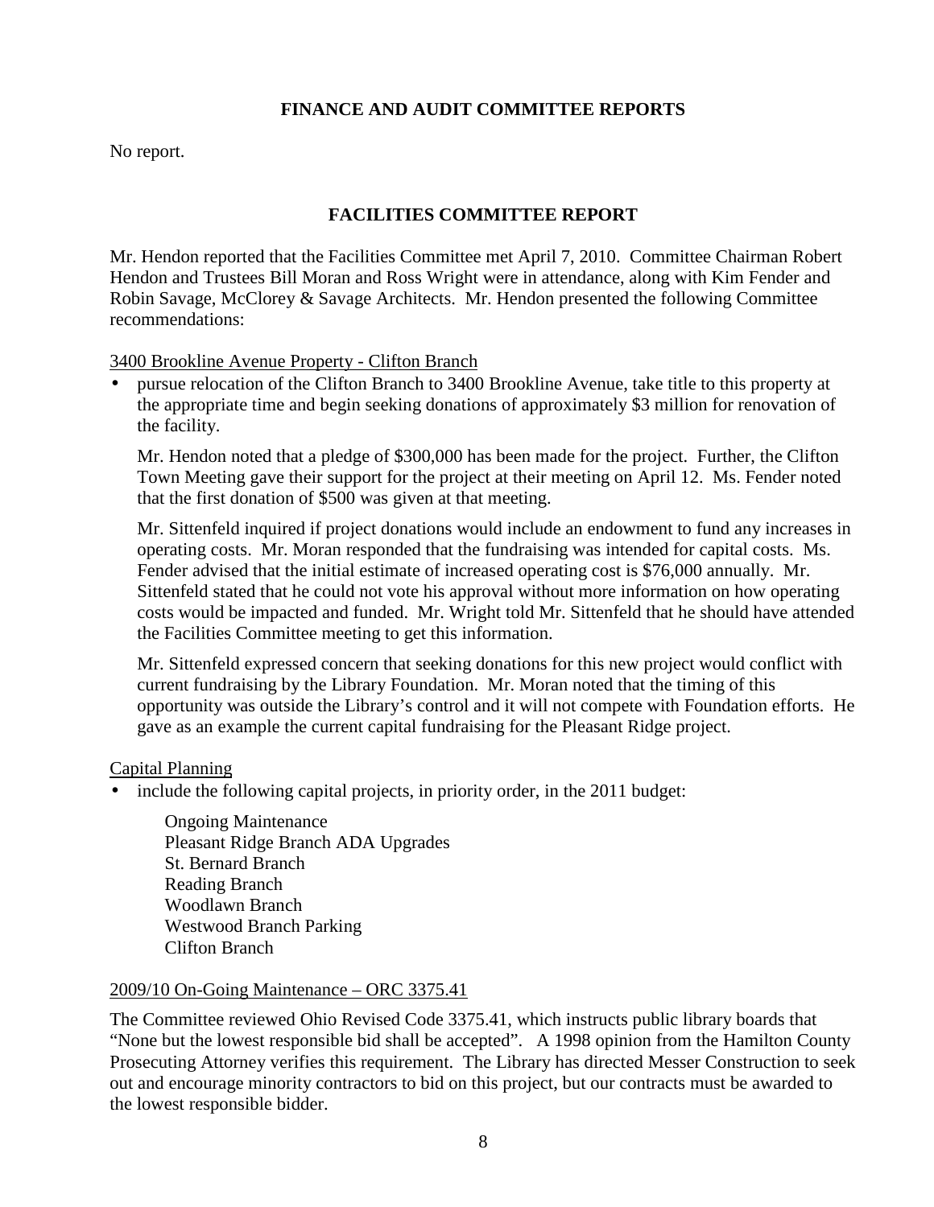## FINANCE AND AUDIT COMMITTEE REPORTS

No report.

## FACILITIES COMMITTEE REPORT

Mr. Hendon reported that the Facilities Committee met April 7, 2010. Committee Chairman Robert Hendon and Trustees Bill Moran and Ross Wright were in attendance, along with Kim Fender and Robin Savage, McClorey & Savage Architects. Mr. Hendon presented the following Committee recommendations:

<u>3400 Brookline Avenue Property - Clifton Branch</u>

- pursue relocation of the Clifton Branch to 3400 Brookline Avenue, take title to this property at the appropriate time and begin seeking donations of approximately $3 million for renovation of the facility.

  Mr. Hendon noted that a pledge of $300,000 has been made for the project. Further, the Clifton Town Meeting gave their support for the project at their meeting on April 12. Ms. Fender noted that the first donation of $500 was given at that meeting.

  Mr. Sittenfeld inquired if project donations would include an endowment to fund any increases in operating costs. Mr. Moran responded that the fundraising was intended for capital costs. Ms. Fender advised that the initial estimate of increased operating cost is $76,000 annually. Mr. Sittenfeld stated that he could not vote his approval without more information on how operating costs would be impacted and funded. Mr. Wright told Mr. Sittenfeld that he should have attended the Facilities Committee meeting to get this information.

  Mr. Sittenfeld expressed concern that seeking donations for this new project would conflict with current fundraising by the Library Foundation. Mr. Moran noted that the timing of this opportunity was outside the Library's control and it will not compete with Foundation efforts. He gave as an example the current capital fundraising for the Pleasant Ridge project.

<u>Capital Planning</u>

- include the following capital projects, in priority order, in the 2011 budget:

  Ongoing Maintenance
  Pleasant Ridge Branch ADA Upgrades
  St. Bernard Branch
  Reading Branch
  Woodlawn Branch
  Westwood Branch Parking
  Clifton Branch

<u>2009/10 On-Going Maintenance – ORC 3375.41</u>

The Committee reviewed Ohio Revised Code 3375.41, which instructs public library boards that "None but the lowest responsible bid shall be accepted". A 1998 opinion from the Hamilton County Prosecuting Attorney verifies this requirement. The Library has directed Messer Construction to seek out and encourage minority contractors to bid on this project, but our contracts must be awarded to the lowest responsible bidder.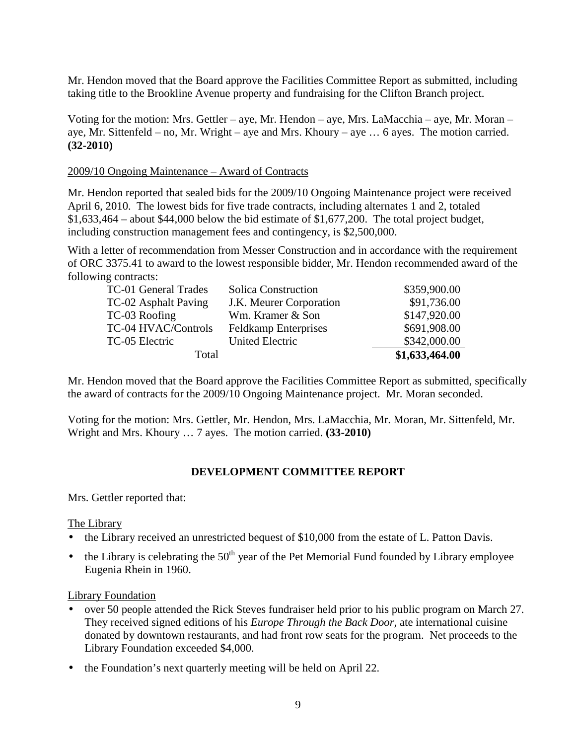Mr. Hendon moved that the Board approve the Facilities Committee Report as submitted, including taking title to the Brookline Avenue property and fundraising for the Clifton Branch project.

Voting for the motion: Mrs. Gettler – aye, Mr. Hendon – aye, Mrs. LaMacchia – aye, Mr. Moran – aye, Mr. Sittenfeld – no, Mr. Wright – aye and Mrs. Khoury – aye … 6 ayes. The motion carried. **(32-2010)**

2009/10 Ongoing Maintenance – Award of Contracts

Mr. Hendon reported that sealed bids for the 2009/10 Ongoing Maintenance project were received April 6, 2010. The lowest bids for five trade contracts, including alternates 1 and 2, totaled $1,633,464 – about $44,000 below the bid estimate of $1,677,200. The total project budget, including construction management fees and contingency, is $2,500,000.

With a letter of recommendation from Messer Construction and in accordance with the requirement of ORC 3375.41 to award to the lowest responsible bidder, Mr. Hendon recommended award of the following contracts:

| | | |
|---|---|---|
| TC-01 General Trades | Solica Construction | $359,900.00 |
| TC-02 Asphalt Paving | J.K. Meurer Corporation | $91,736.00 |
| TC-03 Roofing | Wm. Kramer & Son | $147,920.00 |
| TC-04 HVAC/Controls | Feldkamp Enterprises | $691,908.00 |
| TC-05 Electric | United Electric | $342,000.00 |
| Total | | **$1,633,464.00** |

Mr. Hendon moved that the Board approve the Facilities Committee Report as submitted, specifically the award of contracts for the 2009/10 Ongoing Maintenance project. Mr. Moran seconded.

Voting for the motion: Mrs. Gettler, Mr. Hendon, Mrs. LaMacchia, Mr. Moran, Mr. Sittenfeld, Mr. Wright and Mrs. Khoury … 7 ayes. The motion carried. **(33-2010)**

## DEVELOPMENT COMMITTEE REPORT

Mrs. Gettler reported that:

The Library

- the Library received an unrestricted bequest of $10,000 from the estate of L. Patton Davis.
- the Library is celebrating the 50th year of the Pet Memorial Fund founded by Library employee Eugenia Rhein in 1960.

Library Foundation

- over 50 people attended the Rick Steves fundraiser held prior to his public program on March 27. They received signed editions of his *Europe Through the Back Door,* ate international cuisine donated by downtown restaurants, and had front row seats for the program. Net proceeds to the Library Foundation exceeded $4,000.
- the Foundation's next quarterly meeting will be held on April 22.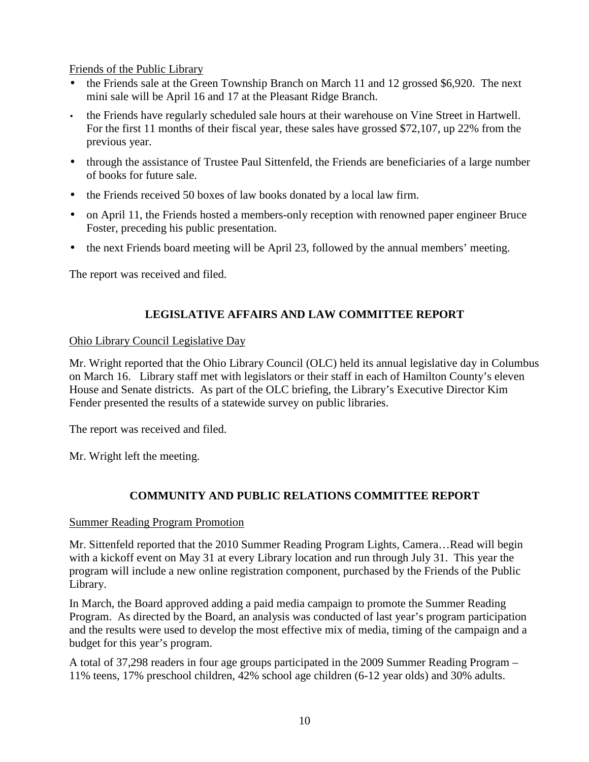Friends of the Public Library

- the Friends sale at the Green Township Branch on March 11 and 12 grossed $6,920. The next mini sale will be April 16 and 17 at the Pleasant Ridge Branch.
- the Friends have regularly scheduled sale hours at their warehouse on Vine Street in Hartwell. For the first 11 months of their fiscal year, these sales have grossed $72,107, up 22% from the previous year.
- through the assistance of Trustee Paul Sittenfeld, the Friends are beneficiaries of a large number of books for future sale.
- the Friends received 50 boxes of law books donated by a local law firm.
- on April 11, the Friends hosted a members-only reception with renowned paper engineer Bruce Foster, preceding his public presentation.
- the next Friends board meeting will be April 23, followed by the annual members' meeting.

The report was received and filed.

## LEGISLATIVE AFFAIRS AND LAW COMMITTEE REPORT

Ohio Library Council Legislative Day

Mr. Wright reported that the Ohio Library Council (OLC) held its annual legislative day in Columbus on March 16. Library staff met with legislators or their staff in each of Hamilton County's eleven House and Senate districts. As part of the OLC briefing, the Library's Executive Director Kim Fender presented the results of a statewide survey on public libraries.

The report was received and filed.

Mr. Wright left the meeting.

## COMMUNITY AND PUBLIC RELATIONS COMMITTEE REPORT

Summer Reading Program Promotion

Mr. Sittenfeld reported that the 2010 Summer Reading Program Lights, Camera…Read will begin with a kickoff event on May 31 at every Library location and run through July 31. This year the program will include a new online registration component, purchased by the Friends of the Public Library.

In March, the Board approved adding a paid media campaign to promote the Summer Reading Program. As directed by the Board, an analysis was conducted of last year's program participation and the results were used to develop the most effective mix of media, timing of the campaign and a budget for this year's program.

A total of 37,298 readers in four age groups participated in the 2009 Summer Reading Program – 11% teens, 17% preschool children, 42% school age children (6-12 year olds) and 30% adults.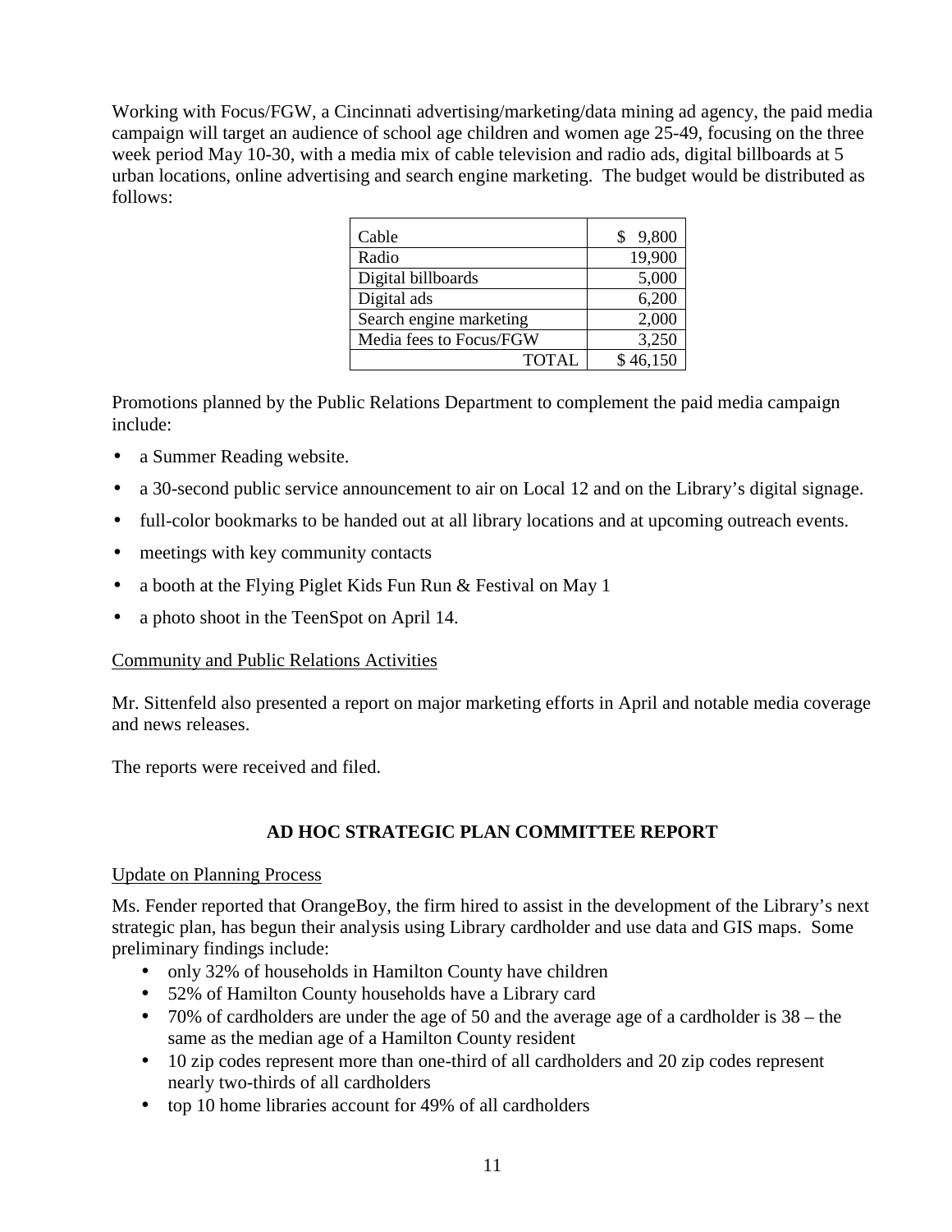Working with Focus/FGW, a Cincinnati advertising/marketing/data mining ad agency, the paid media campaign will target an audience of school age children and women age 25-49, focusing on the three week period May 10-30, with a media mix of cable television and radio ads, digital billboards at 5 urban locations, online advertising and search engine marketing. The budget would be distributed as follows:

| | |
|---|---:|
| Cable | $ 9,800 |
| Radio | 19,900 |
| Digital billboards | 5,000 |
| Digital ads | 6,200 |
| Search engine marketing | 2,000 |
| Media fees to Focus/FGW | 3,250 |
| TOTAL | $ 46,150 |

Promotions planned by the Public Relations Department to complement the paid media campaign include:

- a Summer Reading website.
- a 30-second public service announcement to air on Local 12 and on the Library's digital signage.
- full-color bookmarks to be handed out at all library locations and at upcoming outreach events.
- meetings with key community contacts
- a booth at the Flying Piglet Kids Fun Run & Festival on May 1
- a photo shoot in the TeenSpot on April 14.

Community and Public Relations Activities

Mr. Sittenfeld also presented a report on major marketing efforts in April and notable media coverage and news releases.

The reports were received and filed.

## AD HOC STRATEGIC PLAN COMMITTEE REPORT

Update on Planning Process

Ms. Fender reported that OrangeBoy, the firm hired to assist in the development of the Library's next strategic plan, has begun their analysis using Library cardholder and use data and GIS maps. Some preliminary findings include:

- only 32% of households in Hamilton County have children
- 52% of Hamilton County households have a Library card
- 70% of cardholders are under the age of 50 and the average age of a cardholder is 38 – the same as the median age of a Hamilton County resident
- 10 zip codes represent more than one-third of all cardholders and 20 zip codes represent nearly two-thirds of all cardholders
- top 10 home libraries account for 49% of all cardholders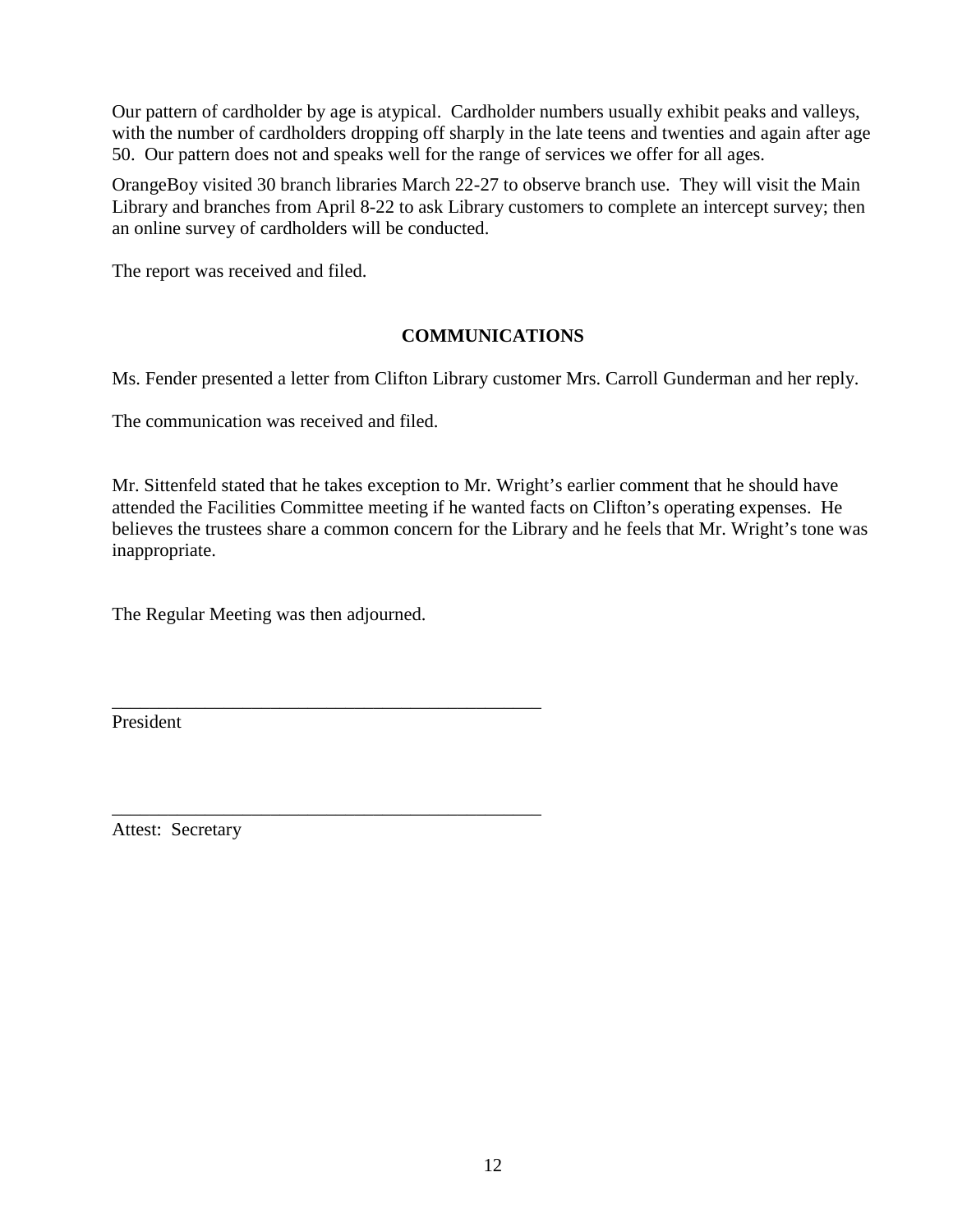Our pattern of cardholder by age is atypical. Cardholder numbers usually exhibit peaks and valleys, with the number of cardholders dropping off sharply in the late teens and twenties and again after age 50. Our pattern does not and speaks well for the range of services we offer for all ages.

OrangeBoy visited 30 branch libraries March 22-27 to observe branch use. They will visit the Main Library and branches from April 8-22 to ask Library customers to complete an intercept survey; then an online survey of cardholders will be conducted.

The report was received and filed.

## COMMUNICATIONS

Ms. Fender presented a letter from Clifton Library customer Mrs. Carroll Gunderman and her reply.

The communication was received and filed.

Mr. Sittenfeld stated that he takes exception to Mr. Wright's earlier comment that he should have attended the Facilities Committee meeting if he wanted facts on Clifton's operating expenses. He believes the trustees share a common concern for the Library and he feels that Mr. Wright's tone was inappropriate.

The Regular Meeting was then adjourned.

\_\_\_\_\_\_\_\_\_\_\_\_\_\_\_\_\_\_\_\_\_\_\_\_\_\_\_\_\_\_\_\_\_\_\_\_\_\_\_\_\_\_\_\_\_\_

President

\_\_\_\_\_\_\_\_\_\_\_\_\_\_\_\_\_\_\_\_\_\_\_\_\_\_\_\_\_\_\_\_\_\_\_\_\_\_\_\_\_\_\_\_\_\_

Attest: Secretary